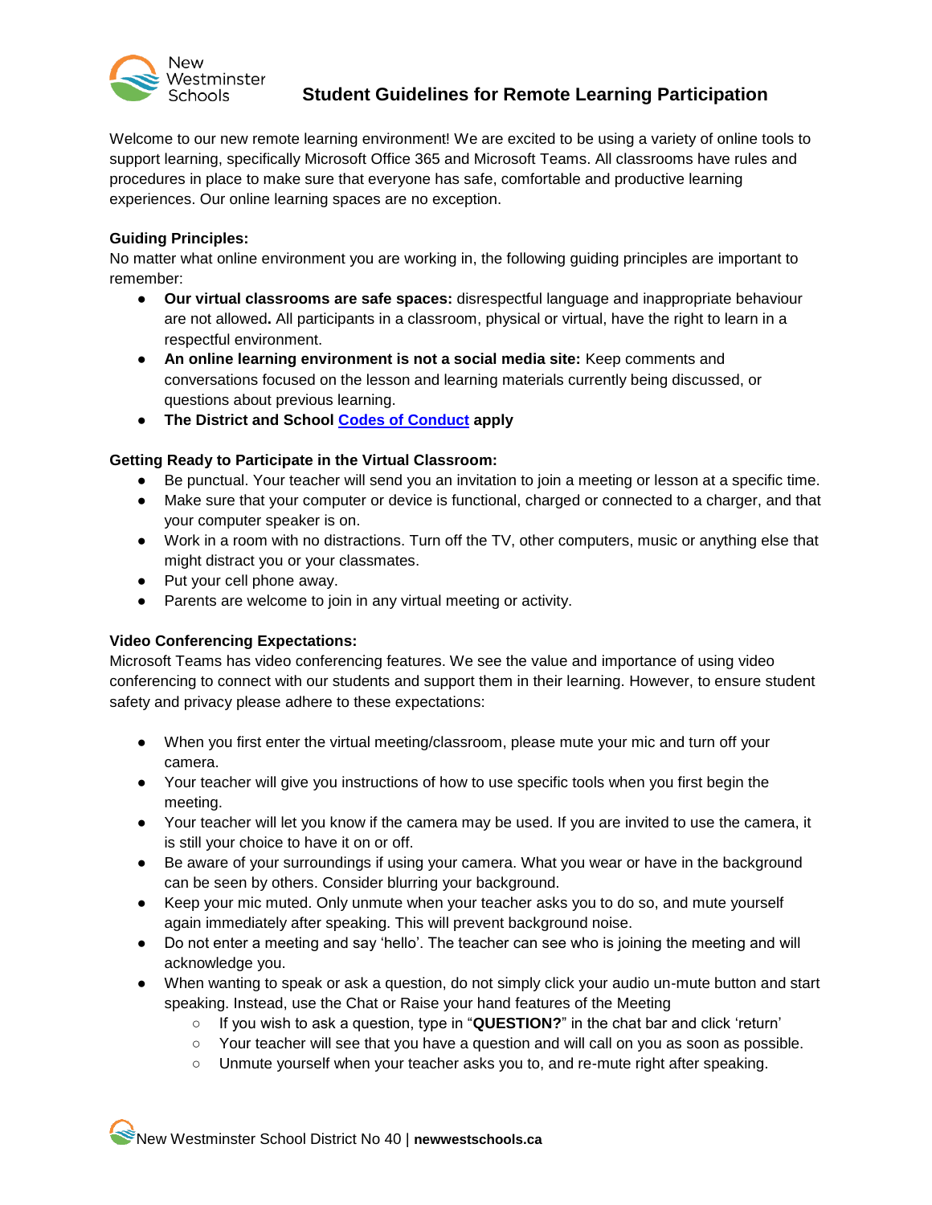# Student Guidelines for Remote Learning Participation

Welcome to our new remote learning environment! We are excited to be using a variety of online tools to support learning, specifically Microsoft Office 365 and Microsoft Teams. All classrooms have rules and procedures in place to make sure that everyone has safe, comfortable and productive learning experiences. Our online learning spaces are no exception.

**Guiding Principles:**

No matter what online environment you are working in, the following guiding principles are important to remember:

- **Our virtual classrooms are safe spaces:** disrespectful language and inappropriate behaviour are not allowed**.** All participants in a classroom, physical or virtual, have the right to learn in a respectful environment.
- **An online learning environment is not a social media site:** Keep comments and conversations focused on the lesson and learning materials currently being discussed, or questions about previous learning.
- **The District and School Codes of Conduct apply**

**Getting Ready to Participate in the Virtual Classroom:**

- Be punctual. Your teacher will send you an invitation to join a meeting or lesson at a specific time.
- Make sure that your computer or device is functional, charged or connected to a charger, and that your computer speaker is on.
- Work in a room with no distractions. Turn off the TV, other computers, music or anything else that might distract you or your classmates.
- Put your cell phone away.
- Parents are welcome to join in any virtual meeting or activity.

**Video Conferencing Expectations:**

Microsoft Teams has video conferencing features. We see the value and importance of using video conferencing to connect with our students and support them in their learning. However, to ensure student safety and privacy please adhere to these expectations:

- When you first enter the virtual meeting/classroom, please mute your mic and turn off your camera.
- Your teacher will give you instructions of how to use specific tools when you first begin the meeting.
- Your teacher will let you know if the camera may be used. If you are invited to use the camera, it is still your choice to have it on or off.
- Be aware of your surroundings if using your camera. What you wear or have in the background can be seen by others. Consider blurring your background.
- Keep your mic muted. Only unmute when your teacher asks you to do so, and mute yourself again immediately after speaking. This will prevent background noise.
- Do not enter a meeting and say 'hello'. The teacher can see who is joining the meeting and will acknowledge you.
- When wanting to speak or ask a question, do not simply click your audio un-mute button and start speaking. Instead, use the Chat or Raise your hand features of the Meeting
  - If you wish to ask a question, type in "**QUESTION?**" in the chat bar and click 'return'
  - Your teacher will see that you have a question and will call on you as soon as possible.
  - Unmute yourself when your teacher asks you to, and re-mute right after speaking.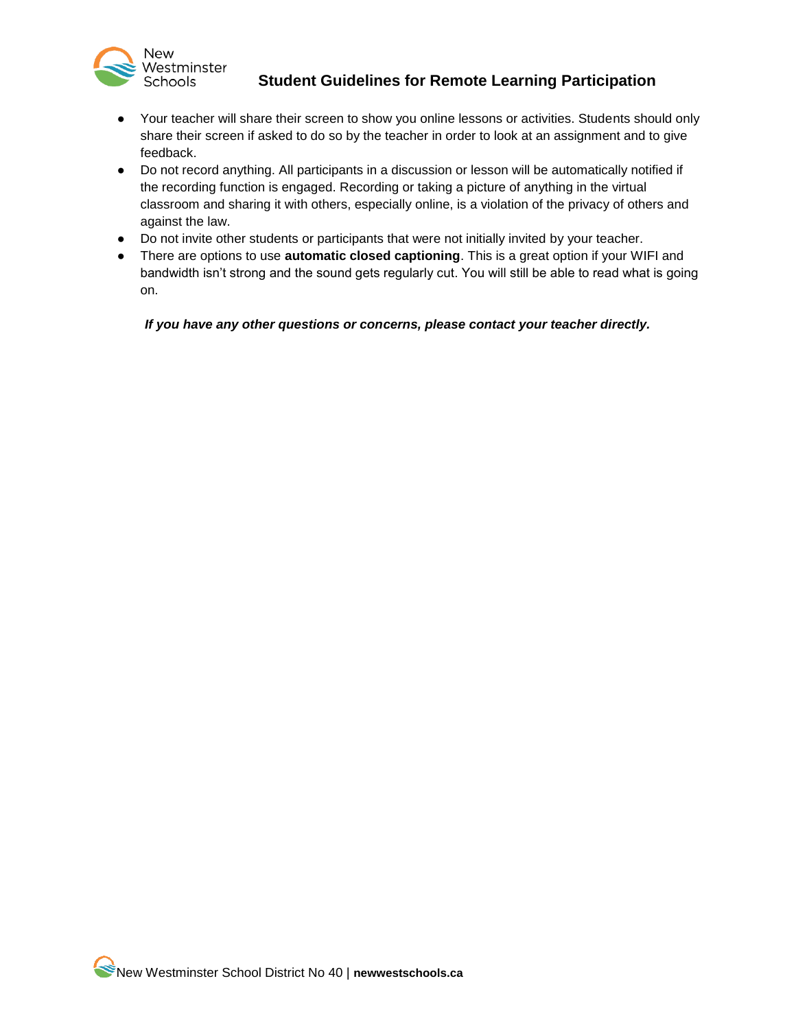- Your teacher will share their screen to show you online lessons or activities. Students should only share their screen if asked to do so by the teacher in order to look at an assignment and to give feedback.
- Do not record anything. All participants in a discussion or lesson will be automatically notified if the recording function is engaged. Recording or taking a picture of anything in the virtual classroom and sharing it with others, especially online, is a violation of the privacy of others and against the law.
- Do not invite other students or participants that were not initially invited by your teacher.
- There are options to use **automatic closed captioning**. This is a great option if your WIFI and bandwidth isn't strong and the sound gets regularly cut. You will still be able to read what is going on.

***If you have any other questions or concerns, please contact your teacher directly.***